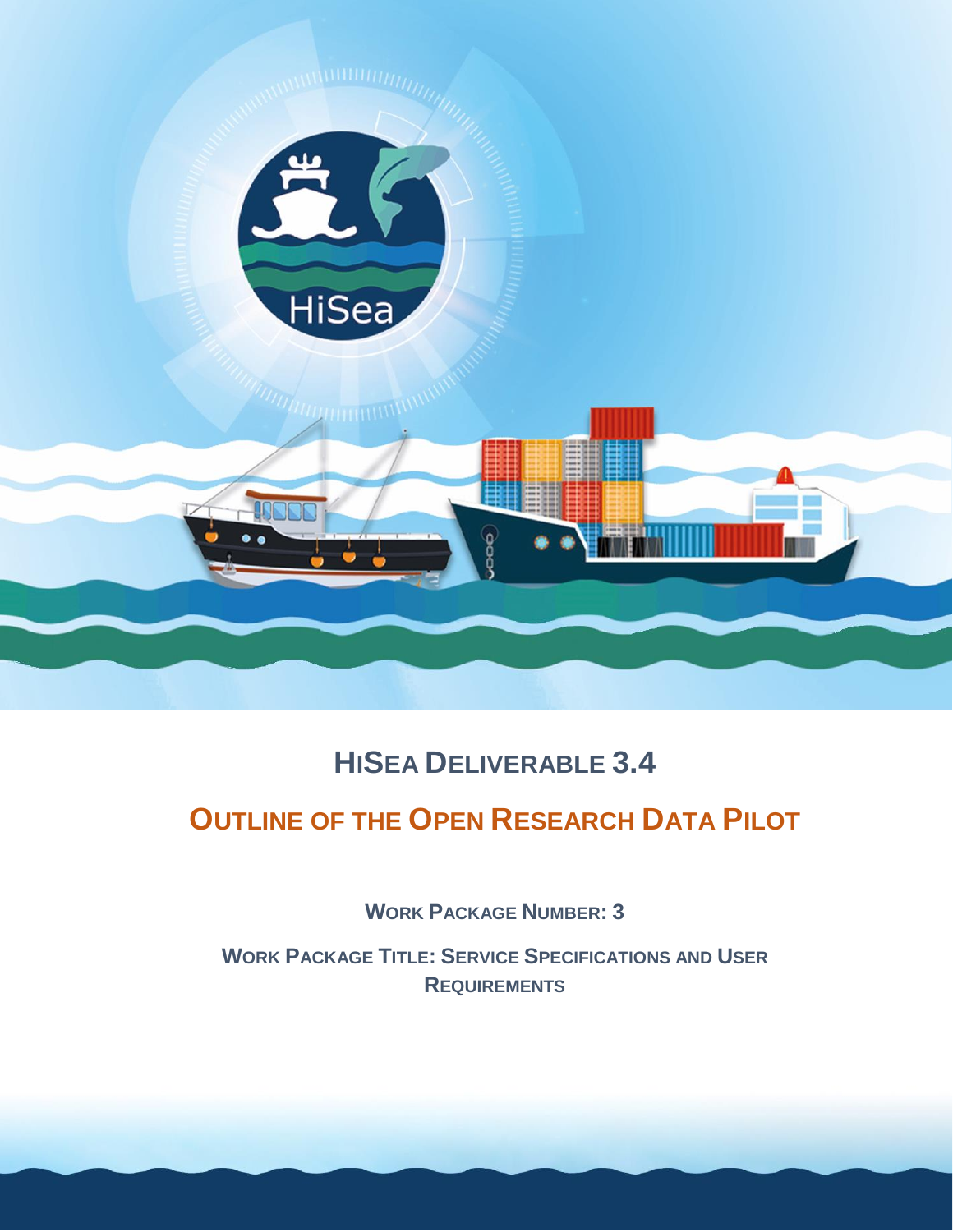# HiSea Deliverable 3.4

## Outline of the Open Research Data Pilot

**Work Package Number: 3**

**Work Package Title: Service Specifications and User Requirements**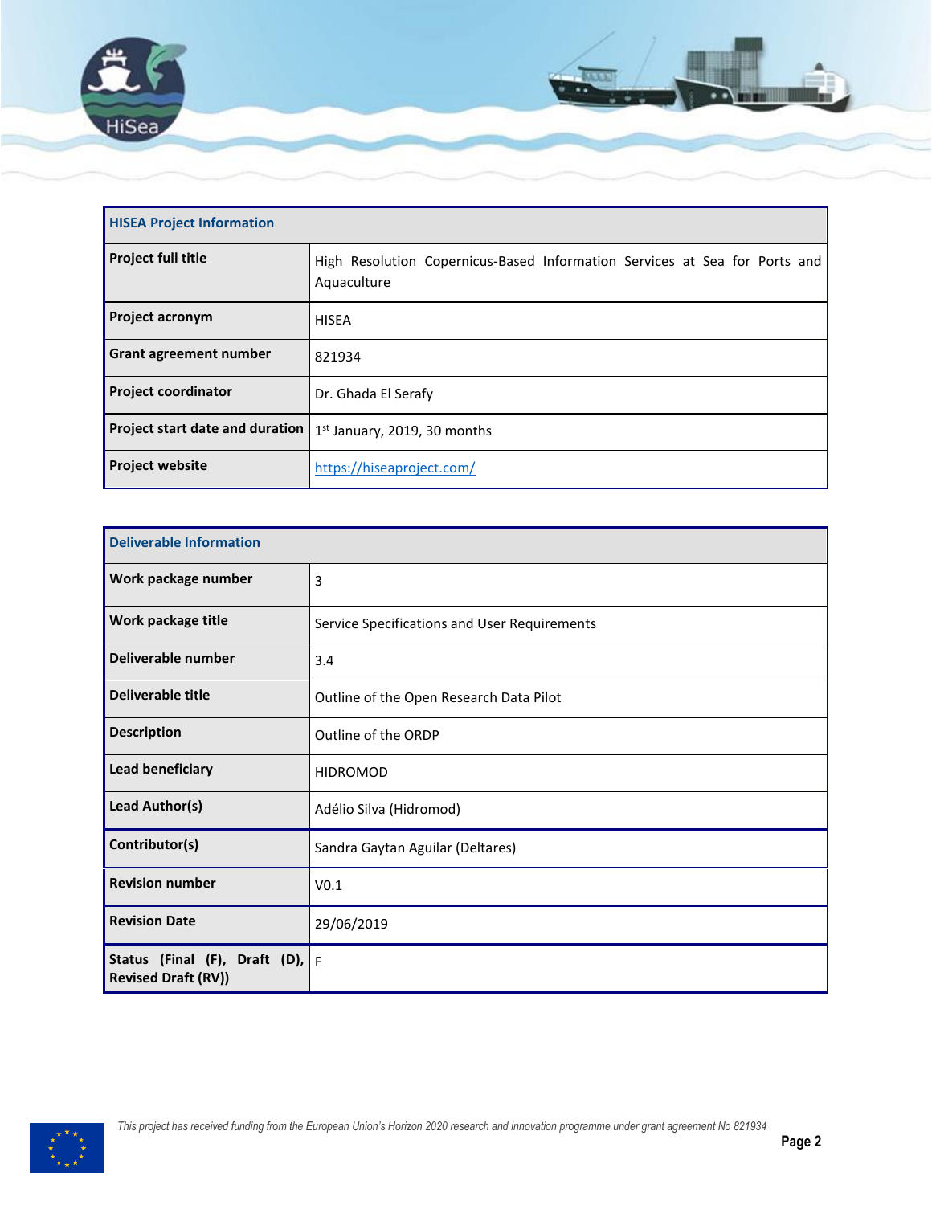| HISEA Project Information | |
|---|---|
| **Project full title** | High Resolution Copernicus-Based Information Services at Sea for Ports and Aquaculture |
| **Project acronym** | HISEA |
| **Grant agreement number** | 821934 |
| **Project coordinator** | Dr. Ghada El Serafy |
| **Project start date and duration** | 1st January, 2019, 30 months |
| **Project website** | [https://hiseaproject.com/](https://hiseaproject.com/) |

| Deliverable Information | |
|---|---|
| **Work package number** | 3 |
| **Work package title** | Service Specifications and User Requirements |
| **Deliverable number** | 3.4 |
| **Deliverable title** | Outline of the Open Research Data Pilot |
| **Description** | Outline of the ORDP |
| **Lead beneficiary** | HIDROMOD |
| **Lead Author(s)** | Adélio Silva (Hidromod) |
| **Contributor(s)** | Sandra Gaytan Aguilar (Deltares) |
| **Revision number** | V0.1 |
| **Revision Date** | 29/06/2019 |
| **Status (Final (F), Draft (D), Revised Draft (RV))** | F |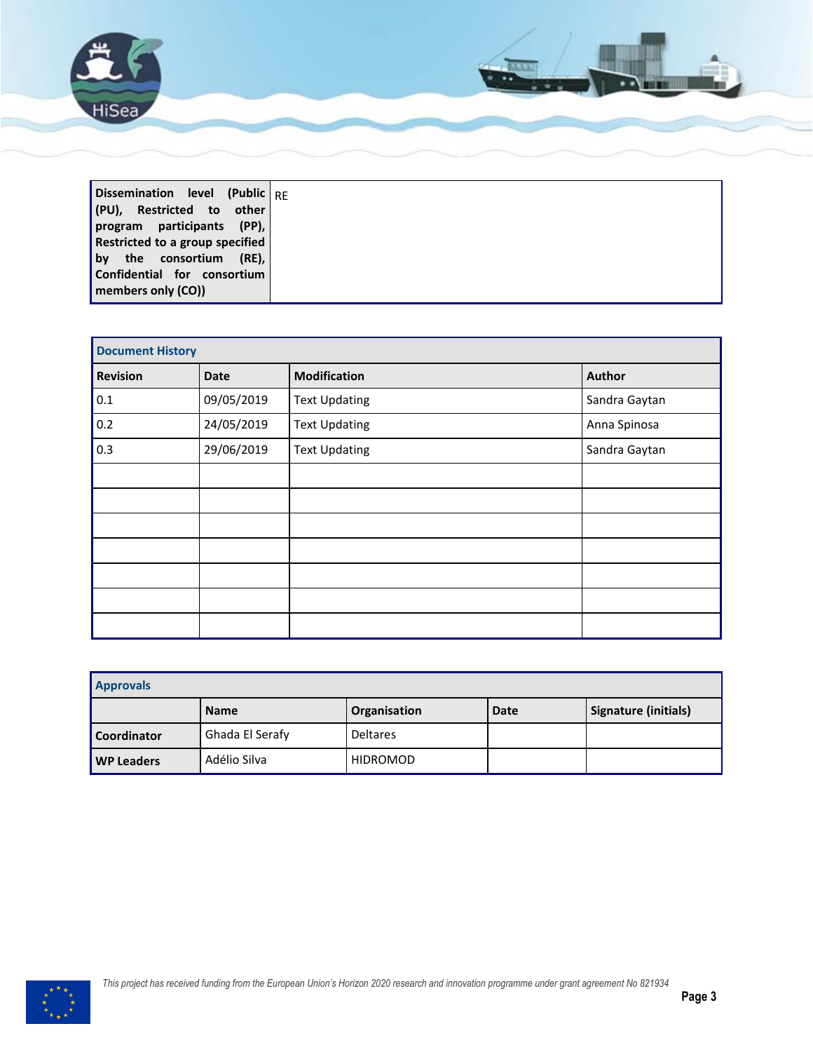| Dissemination level (Public (PU), Restricted to other program participants (PP), Restricted to a group specified by the consortium (RE), Confidential for consortium members only (CO)) | RE |
|---|---|

| Document History | | | |
|---|---|---|---|
| **Revision** | **Date** | **Modification** | **Author** |
| 0.1 | 09/05/2019 | Text Updating | Sandra Gaytan |
| 0.2 | 24/05/2019 | Text Updating | Anna Spinosa |
| 0.3 | 29/06/2019 | Text Updating | Sandra Gaytan |
| | | | |
| | | | |
| | | | |
| | | | |
| | | | |
| | | | |
| | | | |

| Approvals | | | | |
|---|---|---|---|---|
| | **Name** | **Organisation** | **Date** | **Signature (initials)** |
| **Coordinator** | Ghada El Serafy | Deltares | | |
| **WP Leaders** | Adélio Silva | HIDROMOD | | |

*This project has received funding from the European Union's Horizon 2020 research and innovation programme under grant agreement No 821934*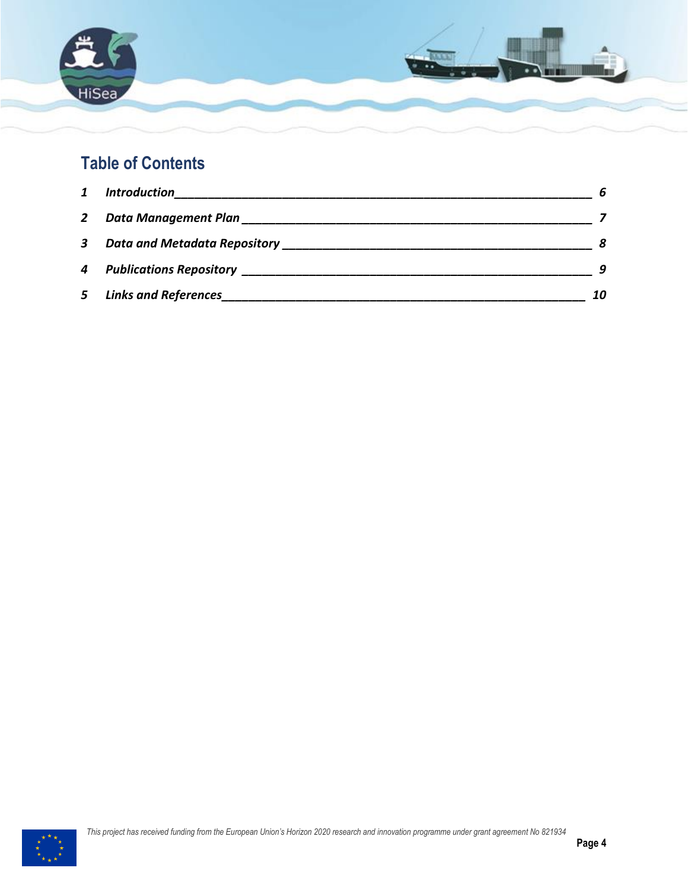## Table of Contents

| | | |
|---|---|---|
| 1 | *Introduction* | 6 |
| 2 | *Data Management Plan* | 7 |
| 3 | *Data and Metadata Repository* | 8 |
| 4 | *Publications Repository* | 9 |
| 5 | *Links and References* | 10 |

*This project has received funding from the European Union's Horizon 2020 research and innovation programme under grant agreement No 821934*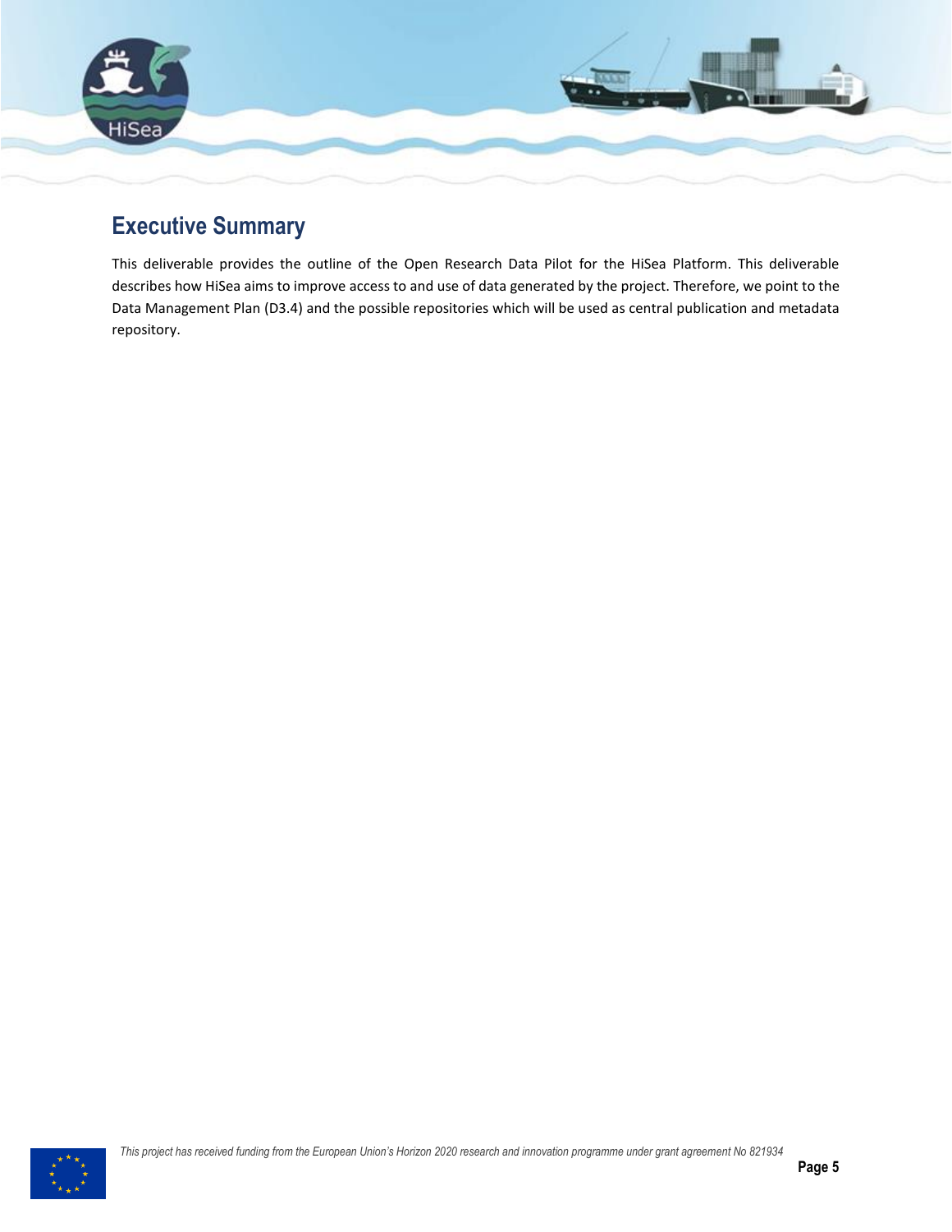# Executive Summary

This deliverable provides the outline of the Open Research Data Pilot for the HiSea Platform. This deliverable describes how HiSea aims to improve access to and use of data generated by the project. Therefore, we point to the Data Management Plan (D3.4) and the possible repositories which will be used as central publication and metadata repository.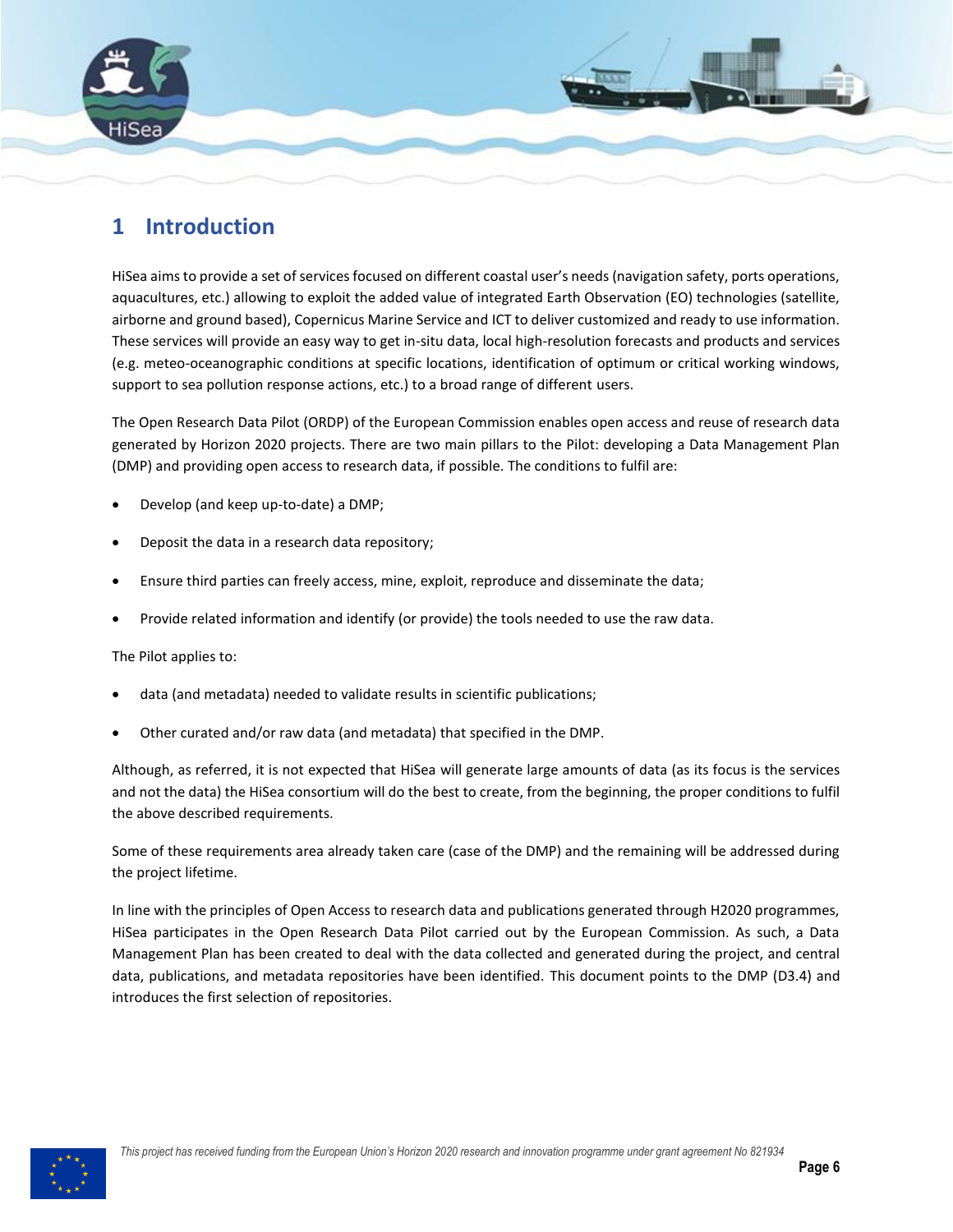# 1 Introduction

HiSea aims to provide a set of services focused on different coastal user's needs (navigation safety, ports operations, aquacultures, etc.) allowing to exploit the added value of integrated Earth Observation (EO) technologies (satellite, airborne and ground based), Copernicus Marine Service and ICT to deliver customized and ready to use information. These services will provide an easy way to get in-situ data, local high-resolution forecasts and products and services (e.g. meteo-oceanographic conditions at specific locations, identification of optimum or critical working windows, support to sea pollution response actions, etc.) to a broad range of different users.

The Open Research Data Pilot (ORDP) of the European Commission enables open access and reuse of research data generated by Horizon 2020 projects. There are two main pillars to the Pilot: developing a Data Management Plan (DMP) and providing open access to research data, if possible. The conditions to fulfil are:

- Develop (and keep up-to-date) a DMP;
- Deposit the data in a research data repository;
- Ensure third parties can freely access, mine, exploit, reproduce and disseminate the data;
- Provide related information and identify (or provide) the tools needed to use the raw data.

The Pilot applies to:

- data (and metadata) needed to validate results in scientific publications;
- Other curated and/or raw data (and metadata) that specified in the DMP.

Although, as referred, it is not expected that HiSea will generate large amounts of data (as its focus is the services and not the data) the HiSea consortium will do the best to create, from the beginning, the proper conditions to fulfil the above described requirements.

Some of these requirements area already taken care (case of the DMP) and the remaining will be addressed during the project lifetime.

In line with the principles of Open Access to research data and publications generated through H2020 programmes, HiSea participates in the Open Research Data Pilot carried out by the European Commission. As such, a Data Management Plan has been created to deal with the data collected and generated during the project, and central data, publications, and metadata repositories have been identified. This document points to the DMP (D3.4) and introduces the first selection of repositories.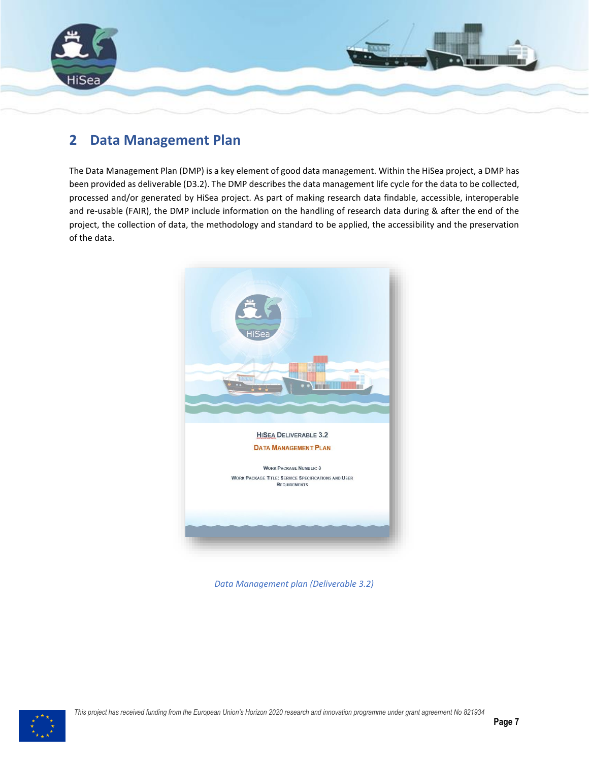## 2 Data Management Plan

The Data Management Plan (DMP) is a key element of good data management. Within the HiSea project, a DMP has been provided as deliverable (D3.2). The DMP describes the data management life cycle for the data to be collected, processed and/or generated by HiSea project. As part of making research data findable, accessible, interoperable and re-usable (FAIR), the DMP include information on the handling of research data during & after the end of the project, the collection of data, the methodology and standard to be applied, the accessibility and the preservation of the data.

*Data Management plan (Deliverable 3.2)*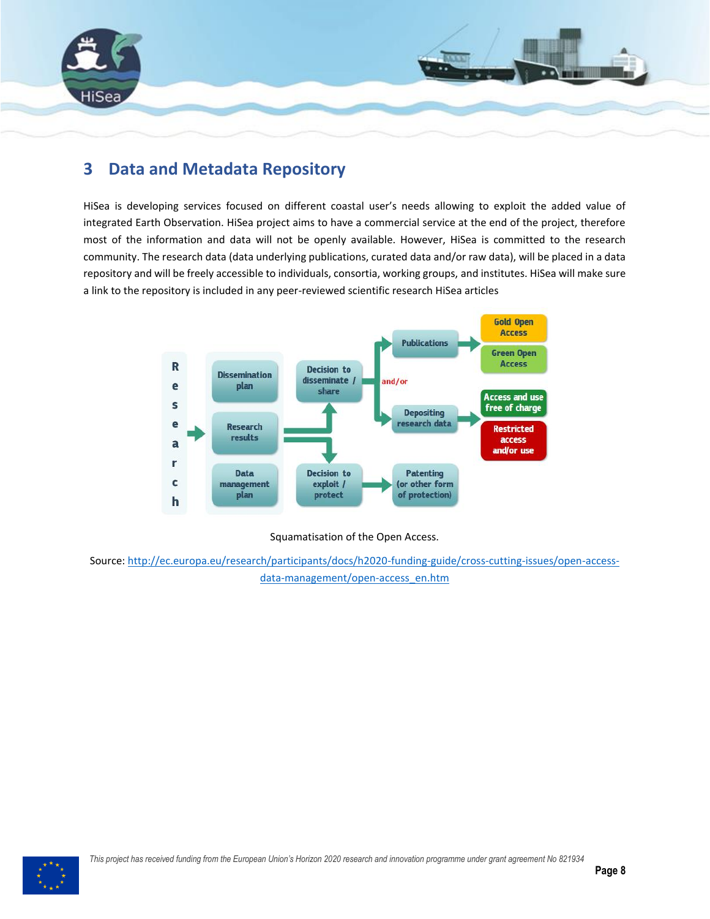# 3 Data and Metadata Repository

HiSea is developing services focused on different coastal user's needs allowing to exploit the added value of integrated Earth Observation. HiSea project aims to have a commercial service at the end of the project, therefore most of the information and data will not be openly available. However, HiSea is committed to the research community. The research data (data underlying publications, curated data and/or raw data), will be placed in a data repository and will be freely accessible to individuals, consortia, working groups, and institutes. HiSea will make sure a link to the repository is included in any peer-reviewed scientific research HiSea articles

Squamatisation of the Open Access.

Source: [http://ec.europa.eu/research/participants/docs/h2020-funding-guide/cross-cutting-issues/open-access-data-management/open-access_en.htm](http://ec.europa.eu/research/participants/docs/h2020-funding-guide/cross-cutting-issues/open-access-data-management/open-access_en.htm)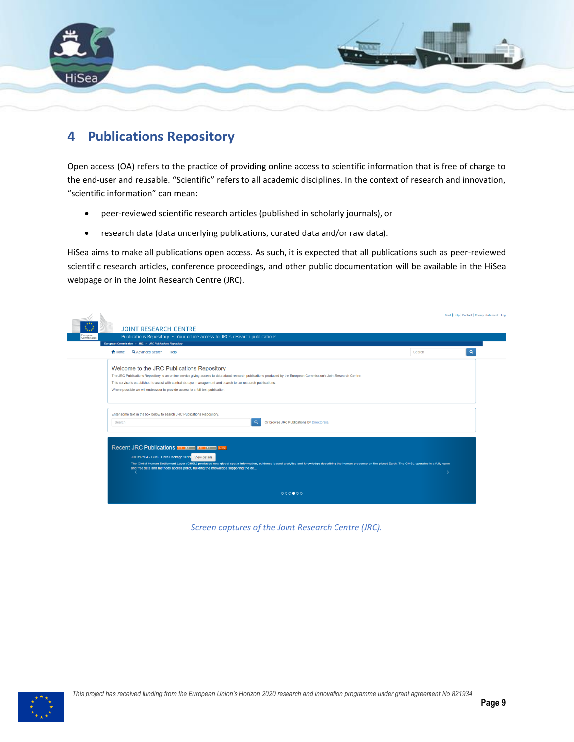# 4 Publications Repository

Open access (OA) refers to the practice of providing online access to scientific information that is free of charge to the end-user and reusable. "Scientific" refers to all academic disciplines. In the context of research and innovation, "scientific information" can mean:

- peer-reviewed scientific research articles (published in scholarly journals), or
- research data (data underlying publications, curated data and/or raw data).

HiSea aims to make all publications open access. As such, it is expected that all publications such as peer-reviewed scientific research articles, conference proceedings, and other public documentation will be available in the HiSea webpage or in the Joint Research Centre (JRC).

*Screen captures of the Joint Research Centre (JRC).*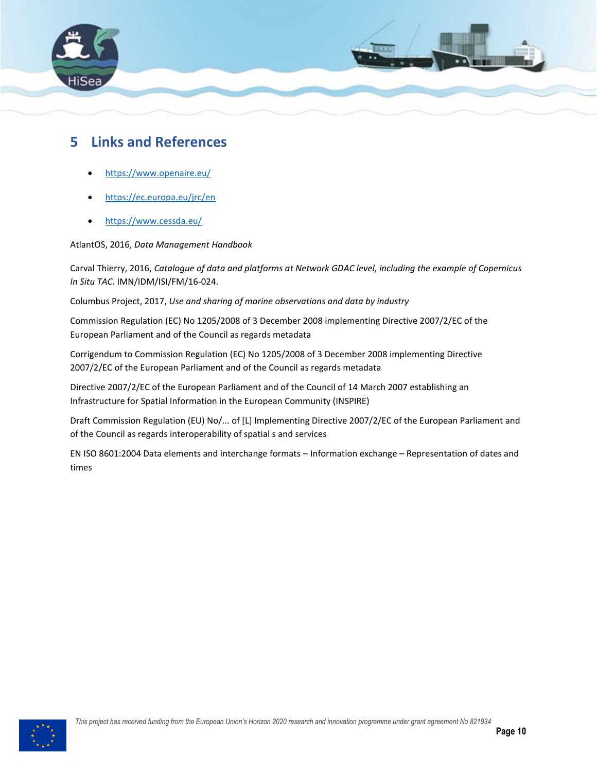## 5 Links and References

- https://www.openaire.eu/
- https://ec.europa.eu/jrc/en
- https://www.cessda.eu/

AtlantOS, 2016, *Data Management Handbook*

Carval Thierry, 2016, *Catalogue of data and platforms at Network GDAC level, including the example of Copernicus In Situ TAC*. IMN/IDM/ISI/FM/16-024.

Columbus Project, 2017, *Use and sharing of marine observations and data by industry*

Commission Regulation (EC) No 1205/2008 of 3 December 2008 implementing Directive 2007/2/EC of the European Parliament and of the Council as regards metadata

Corrigendum to Commission Regulation (EC) No 1205/2008 of 3 December 2008 implementing Directive 2007/2/EC of the European Parliament and of the Council as regards metadata

Directive 2007/2/EC of the European Parliament and of the Council of 14 March 2007 establishing an Infrastructure for Spatial Information in the European Community (INSPIRE)

Draft Commission Regulation (EU) No/... of [L] Implementing Directive 2007/2/EC of the European Parliament and of the Council as regards interoperability of spatial s and services

EN ISO 8601:2004 Data elements and interchange formats – Information exchange – Representation of dates and times